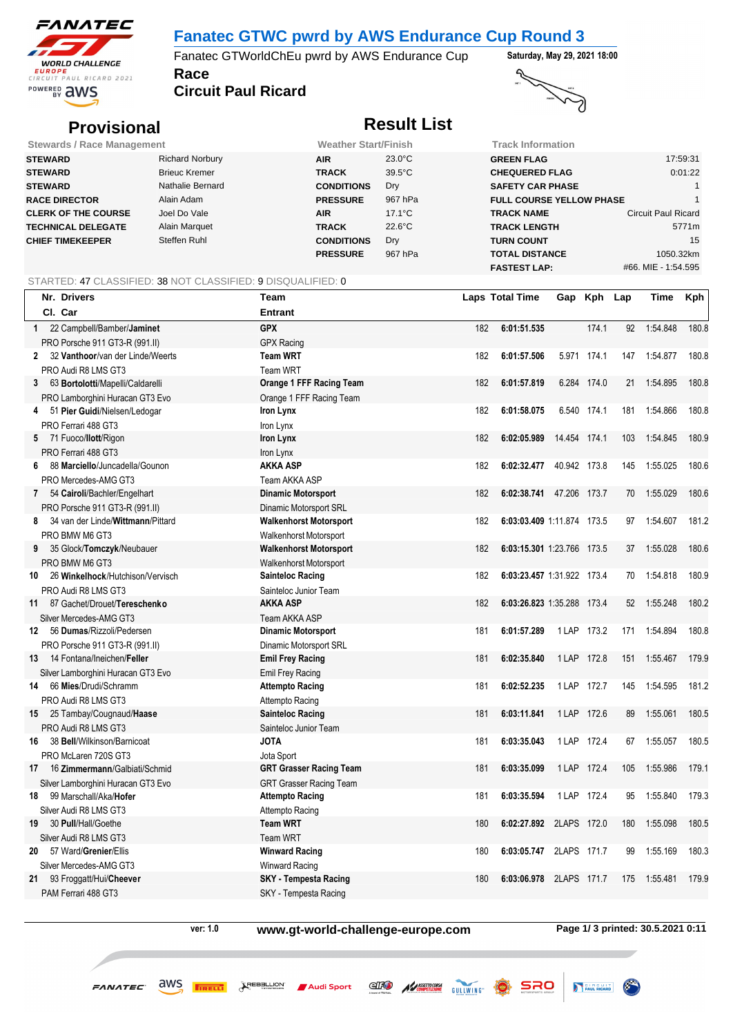# Fanatec GTWC pwrd by AWS Endurance Cup Round 3

Fanatec GTWorldChEu pwrd by AWS Endurance Cup

**Saturday, May 29, 2021 18:00**

## Race

## Circuit Paul Ricard

## Provisional

## Result List

| Stewards / Race Management | | Weather Start/Finish | | Track Information | |
|---|---|---|---|---|---|
| **STEWARD** | Richard Norbury | **AIR** | 23.0°C | **GREEN FLAG** | 17:59:31 |
| **STEWARD** | Brieuc Kremer | **TRACK** | 39.5°C | **CHEQUERED FLAG** | 0:01:22 |
| **STEWARD** | Nathalie Bernard | **CONDITIONS** | Dry | **SAFETY CAR PHASE** | 1 |
| **RACE DIRECTOR** | Alain Adam | **PRESSURE** | 967 hPa | **FULL COURSE YELLOW PHASE** | 1 |
| **CLERK OF THE COURSE** | Joel Do Vale | **AIR** | 17.1°C | **TRACK NAME** | Circuit Paul Ricard |
| **TECHNICAL DELEGATE** | Alain Marquet | **TRACK** | 22.6°C | **TRACK LENGTH** | 5771m |
| **CHIEF TIMEKEEPER** | Steffen Ruhl | **CONDITIONS** | Dry | **TURN COUNT** | 15 |
| | | **PRESSURE** | 967 hPa | **TOTAL DISTANCE** | 1050.32km |
| | | | | **FASTEST LAP:** | #66. MIE - 1:54.595 |

STARTED: 47 CLASSIFIED: 38 NOT CLASSIFIED: 9 DISQUALIFIED: 0

| Pos | Nr. | Drivers / Cl. Car | Team / Entrant | Laps | Total Time | Gap | Kph | Lap | Time | Kph |
|---|---|---|---|---|---|---|---|---|---|---|
| 1 | 22 | Campbell/Bamber/**Jaminet**<br>PRO Porsche 911 GT3-R (991.II) | **GPX**<br>GPX Racing | 182 | **6:01:51.535** | | 174.1 | 92 | 1:54.848 | 180.8 |
| 2 | 32 | **Vanthoor**/van der Linde/Weerts<br>PRO Audi R8 LMS GT3 | **Team WRT**<br>Team WRT | 182 | **6:01:57.506** | 5.971 | 174.1 | 147 | 1:54.877 | 180.8 |
| 3 | 63 | **Bortolotti**/Mapelli/Caldarelli<br>PRO Lamborghini Huracan GT3 Evo | **Orange 1 FFF Racing Team**<br>Orange 1 FFF Racing Team | 182 | **6:01:57.819** | 6.284 | 174.0 | 21 | 1:54.895 | 180.8 |
| 4 | 51 | **Pier Guidi**/Nielsen/Ledogar<br>PRO Ferrari 488 GT3 | **Iron Lynx**<br>Iron Lynx | 182 | **6:01:58.075** | 6.540 | 174.1 | 181 | 1:54.866 | 180.8 |
| 5 | 71 | Fuoco/**Ilott**/Rigon<br>PRO Ferrari 488 GT3 | **Iron Lynx**<br>Iron Lynx | 182 | **6:02:05.989** | 14.454 | 174.1 | 103 | 1:54.845 | 180.9 |
| 6 | 88 | **Marciello**/Juncadella/Gounon<br>PRO Mercedes-AMG GT3 | **AKKA ASP**<br>Team AKKA ASP | 182 | **6:02:32.477** | 40.942 | 173.8 | 145 | 1:55.025 | 180.6 |
| 7 | 54 | **Cairoli**/Bachler/Engelhart<br>PRO Porsche 911 GT3-R (991.II) | **Dinamic Motorsport**<br>Dinamic Motorsport SRL | 182 | **6:02:38.741** | 47.206 | 173.7 | 70 | 1:55.029 | 180.6 |
| 8 | 34 | van der Linde/**Wittmann**/Pittard<br>PRO BMW M6 GT3 | **Walkenhorst Motorsport**<br>Walkenhorst Motorsport | 182 | **6:03:03.409** | 1:11.874 | 173.5 | 97 | 1:54.607 | 181.2 |
| 9 | 35 | Glock/**Tomczyk**/Neubauer<br>PRO BMW M6 GT3 | **Walkenhorst Motorsport**<br>Walkenhorst Motorsport | 182 | **6:03:15.301** | 1:23.766 | 173.5 | 37 | 1:55.028 | 180.6 |
| 10 | 26 | **Winkelhock**/Hutchison/Vervisch<br>PRO Audi R8 LMS GT3 | **Sainteloc Racing**<br>Sainteloc Junior Team | 182 | **6:03:23.457** | 1:31.922 | 173.4 | 70 | 1:54.818 | 180.9 |
| 11 | 87 | Gachet/Drouet/**Tereschenko**<br>Silver Mercedes-AMG GT3 | **AKKA ASP**<br>Team AKKA ASP | 182 | **6:03:26.823** | 1:35.288 | 173.4 | 52 | 1:55.248 | 180.2 |
| 12 | 56 | **Dumas**/Rizzoli/Pedersen<br>PRO Porsche 911 GT3-R (991.II) | **Dinamic Motorsport**<br>Dinamic Motorsport SRL | 181 | **6:01:57.289** | 1 LAP | 173.2 | 171 | 1:54.894 | 180.8 |
| 13 | 14 | Fontana/Ineichen/**Feller**<br>Silver Lamborghini Huracan GT3 Evo | **Emil Frey Racing**<br>Emil Frey Racing | 181 | **6:02:35.840** | 1 LAP | 172.8 | 151 | 1:55.467 | 179.9 |
| 14 | 66 | **Mies**/Drudi/Schramm<br>PRO Audi R8 LMS GT3 | **Attempto Racing**<br>Attempto Racing | 181 | **6:02:52.235** | 1 LAP | 172.7 | 145 | 1:54.595 | 181.2 |
| 15 | 25 | Tambay/Cougnaud/**Haase**<br>PRO Audi R8 LMS GT3 | **Sainteloc Racing**<br>Sainteloc Junior Team | 181 | **6:03:11.841** | 1 LAP | 172.6 | 89 | 1:55.061 | 180.5 |
| 16 | 38 | **Bell**/Wilkinson/Barnicoat<br>PRO McLaren 720S GT3 | **JOTA**<br>Jota Sport | 181 | **6:03:35.043** | 1 LAP | 172.4 | 67 | 1:55.057 | 180.5 |
| 17 | 16 | **Zimmermann**/Galbiati/Schmid<br>Silver Lamborghini Huracan GT3 Evo | **GRT Grasser Racing Team**<br>GRT Grasser Racing Team | 181 | **6:03:35.099** | 1 LAP | 172.4 | 105 | 1:55.986 | 179.1 |
| 18 | 99 | Marschall/Aka/**Hofer**<br>Silver Audi R8 LMS GT3 | **Attempto Racing**<br>Attempto Racing | 181 | **6:03:35.594** | 1 LAP | 172.4 | 95 | 1:55.840 | 179.3 |
| 19 | 30 | **Pull**/Hall/Goethe<br>Silver Audi R8 LMS GT3 | **Team WRT**<br>Team WRT | 180 | **6:02:27.892** | 2LAPS | 172.0 | 180 | 1:55.098 | 180.5 |
| 20 | 57 | Ward/**Grenier**/Ellis<br>Silver Mercedes-AMG GT3 | **Winward Racing**<br>Winward Racing | 180 | **6:03:05.747** | 2LAPS | 171.7 | 99 | 1:55.169 | 180.3 |
| 21 | 93 | Froggatt/Hui/**Cheever**<br>PAM Ferrari 488 GT3 | **SKY - Tempesta Racing**<br>SKY - Tempesta Racing | 180 | **6:03:06.978** | 2LAPS | 171.7 | 175 | 1:55.481 | 179.9 |

ver: 1.0 **www.gt-world-challenge-europe.com** **Page 1/ 3 printed: 30.5.2021 0:11**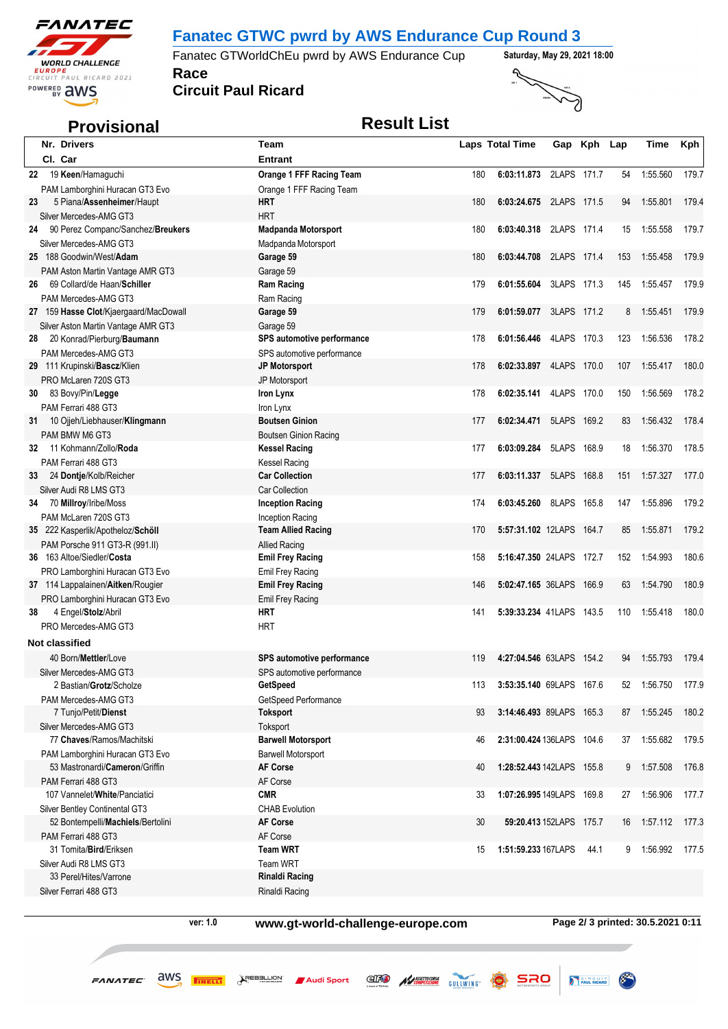# Fanatec GTWC pwrd by AWS Endurance Cup Round 3

Fanatec GTWorldChEu pwrd by AWS Endurance Cup

Saturday, May 29, 2021 18:00

## Race

## Circuit Paul Ricard

**Provisional** **Result List**

| Pos | Nr. Drivers / Cl. Car | Team / Entrant | Laps | Total Time | Gap | Kph | Lap | Time | Kph |
|---|---|---|---|---|---|---|---|---|---|
| 22 | 19 **Keen**/Hamaguchi<br>PAM Lamborghini Huracan GT3 Evo | **Orange 1 FFF Racing Team**<br>Orange 1 FFF Racing Team | 180 | **6:03:11.873** | 2LAPS | 171.7 | 54 | 1:55.560 | 179.7 |
| 23 | 5 Piana/**Assenheimer**/Haupt<br>Silver Mercedes-AMG GT3 | **HRT**<br>HRT | 180 | **6:03:24.675** | 2LAPS | 171.5 | 94 | 1:55.801 | 179.4 |
| 24 | 90 Perez Companc/Sanchez/**Breukers**<br>Silver Mercedes-AMG GT3 | **Madpanda Motorsport**<br>Madpanda Motorsport | 180 | **6:03:40.318** | 2LAPS | 171.4 | 15 | 1:55.558 | 179.7 |
| 25 | 188 Goodwin/West/**Adam**<br>PAM Aston Martin Vantage AMR GT3 | **Garage 59**<br>Garage 59 | 180 | **6:03:44.708** | 2LAPS | 171.4 | 153 | 1:55.458 | 179.9 |
| 26 | 69 Collard/de Haan/**Schiller**<br>PAM Mercedes-AMG GT3 | **Ram Racing**<br>Ram Racing | 179 | **6:01:55.604** | 3LAPS | 171.3 | 145 | 1:55.457 | 179.9 |
| 27 | 159 **Hasse Clot**/Kjaergaard/MacDowall<br>Silver Aston Martin Vantage AMR GT3 | **Garage 59**<br>Garage 59 | 179 | **6:01:59.077** | 3LAPS | 171.2 | 8 | 1:55.451 | 179.9 |
| 28 | 20 Konrad/Pierburg/**Baumann**<br>PAM Mercedes-AMG GT3 | **SPS automotive performance**<br>SPS automotive performance | 178 | **6:01:56.446** | 4LAPS | 170.3 | 123 | 1:56.536 | 178.2 |
| 29 | 111 Krupinski/**Baszc**/Klien<br>PRO McLaren 720S GT3 | **JP Motorsport**<br>JP Motorsport | 178 | **6:02:33.897** | 4LAPS | 170.0 | 107 | 1:55.417 | 180.0 |
| 30 | 83 Bovy/Pin/**Legge**<br>PAM Ferrari 488 GT3 | **Iron Lynx**<br>Iron Lynx | 178 | **6:02:35.141** | 4LAPS | 170.0 | 150 | 1:56.569 | 178.2 |
| 31 | 10 Ojjeh/Liebhauser/**Klingmann**<br>PAM BMW M6 GT3 | **Boutsen Ginion**<br>Boutsen Ginion Racing | 177 | **6:02:34.471** | 5LAPS | 169.2 | 83 | 1:56.432 | 178.4 |
| 32 | 11 Kohmann/Zollo/**Roda**<br>PAM Ferrari 488 GT3 | **Kessel Racing**<br>Kessel Racing | 177 | **6:03:09.284** | 5LAPS | 168.9 | 18 | 1:56.370 | 178.5 |
| 33 | 24 **Dontje**/Kolb/Reicher<br>Silver Audi R8 LMS GT3 | **Car Collection**<br>Car Collection | 177 | **6:03:11.337** | 5LAPS | 168.8 | 151 | 1:57.327 | 177.0 |
| 34 | 70 **Millroy**/Iribe/Moss<br>PAM McLaren 720S GT3 | **Inception Racing**<br>Inception Racing | 174 | **6:03:45.260** | 8LAPS | 165.8 | 147 | 1:55.896 | 179.2 |
| 35 | 222 Kasperlik/Apotheloz/**Schöll**<br>PAM Porsche 911 GT3-R (991.II) | **Team Allied Racing**<br>Allied Racing | 170 | **5:57:31.102** | 12LAPS | 164.7 | 85 | 1:55.871 | 179.2 |
| 36 | 163 Altoe/Siedler/**Costa**<br>PRO Lamborghini Huracan GT3 Evo | **Emil Frey Racing**<br>Emil Frey Racing | 158 | **5:16:47.350** | 24LAPS | 172.7 | 152 | 1:54.993 | 180.6 |
| 37 | 114 Lappalainen/**Aitken**/Rougier<br>PRO Lamborghini Huracan GT3 Evo | **Emil Frey Racing**<br>Emil Frey Racing | 146 | **5:02:47.165** | 36LAPS | 166.9 | 63 | 1:54.790 | 180.9 |
| 38 | 4 Engel/**Stolz**/Abril<br>PRO Mercedes-AMG GT3 | **HRT**<br>HRT | 141 | **5:39:33.234** | 41LAPS | 143.5 | 110 | 1:55.418 | 180.0 |
| **Not classified** | | | | | | | | | |
| | 40 Born/**Mettler**/Love<br>Silver Mercedes-AMG GT3 | **SPS automotive performance**<br>SPS automotive performance | 119 | **4:27:04.546** | 63LAPS | 154.2 | 94 | 1:55.793 | 179.4 |
| | 2 Bastian/**Grotz**/Scholze<br>PAM Mercedes-AMG GT3 | **GetSpeed**<br>GetSpeed Performance | 113 | **3:53:35.140** | 69LAPS | 167.6 | 52 | 1:56.750 | 177.9 |
| | 7 Tunjo/Petit/**Dienst**<br>Silver Mercedes-AMG GT3 | **Toksport**<br>Toksport | 93 | **3:14:46.493** | 89LAPS | 165.3 | 87 | 1:55.245 | 180.2 |
| | 77 **Chaves**/Ramos/Machitski<br>PAM Lamborghini Huracan GT3 Evo | **Barwell Motorsport**<br>Barwell Motorsport | 46 | **2:31:00.424** | 136LAPS | 104.6 | 37 | 1:55.682 | 179.5 |
| | 53 Mastronardi/**Cameron**/Griffin<br>PAM Ferrari 488 GT3 | **AF Corse**<br>AF Corse | 40 | **1:28:52.443** | 142LAPS | 155.8 | 9 | 1:57.508 | 176.8 |
| | 107 Vannelet/**White**/Panciatici<br>Silver Bentley Continental GT3 | **CMR**<br>CHAB Evolution | 33 | **1:07:26.995** | 149LAPS | 169.8 | 27 | 1:56.906 | 177.7 |
| | 52 Bontempelli/**Machiels**/Bertolini<br>PAM Ferrari 488 GT3 | **AF Corse**<br>AF Corse | 30 | **59:20.413** | 152LAPS | 175.7 | 16 | 1:57.112 | 177.3 |
| | 31 Tomita/**Bird**/Eriksen<br>Silver Audi R8 LMS GT3 | **Team WRT**<br>Team WRT | 15 | **1:51:59.233** | 167LAPS | 44.1 | 9 | 1:56.992 | 177.5 |
| | 33 Perel/Hites/Varrone<br>Silver Ferrari 488 GT3 | **Rinaldi Racing**<br>Rinaldi Racing | | | | | | | |

ver: 1.0 www.gt-world-challenge-europe.com printed: 30.5.2021 0:11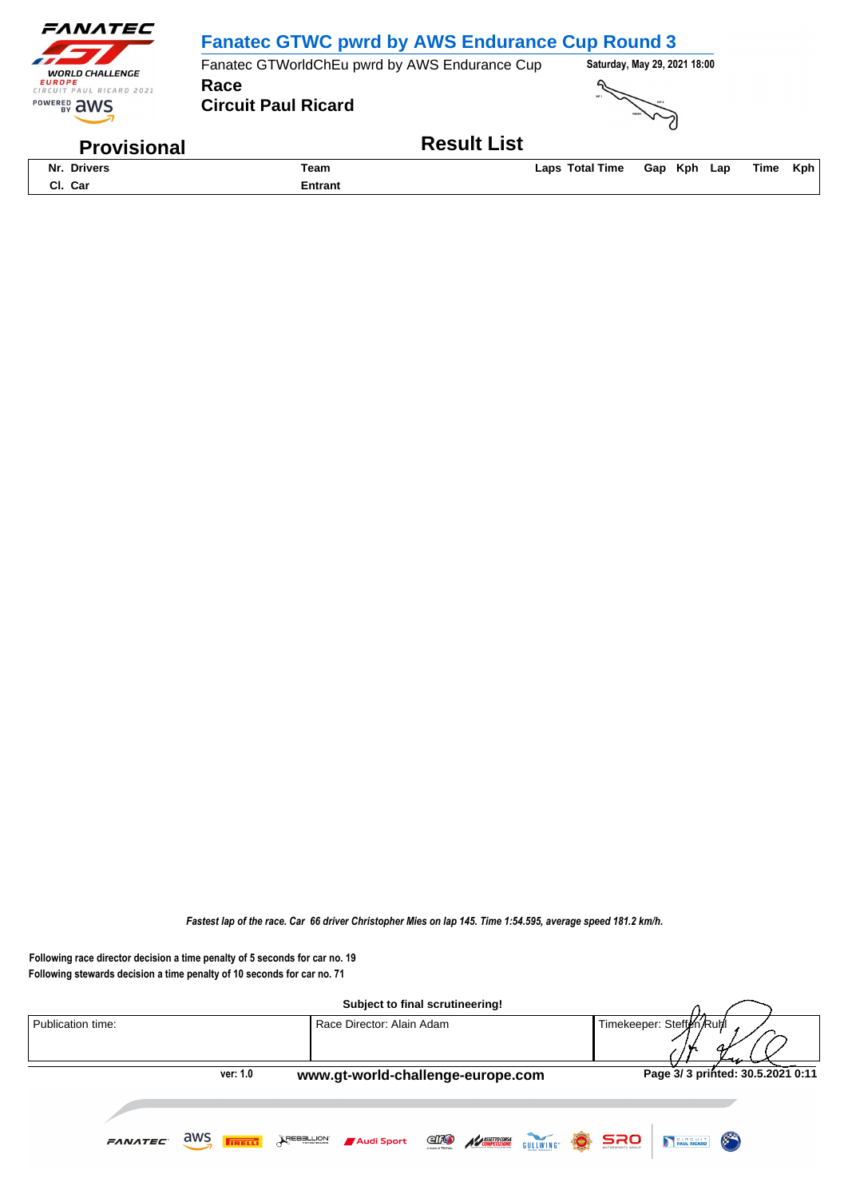# Fanatec GTWC pwrd by AWS Endurance Cup Round 3

Fanatec GTWorldChEu pwrd by AWS Endurance Cup

Saturday, May 29, 2021 18:00

**Race**

**Circuit Paul Ricard**

## Provisional

## Result List

| Nr. Drivers | Team | Laps | Total Time | Gap | Kph | Lap | Time | Kph |
|---|---|---|---|---|---|---|---|---|
| Cl. Car | Entrant | | | | | | | |

*Fastest lap of the race. Car 66 driver Christopher Mies on lap 145. Time 1:54.595, average speed 181.2 km/h.*

**Following race director decision a time penalty of 5 seconds for car no. 19**
**Following stewards decision a time penalty of 10 seconds for car no. 71**

**Subject to final scrutineering!**

| Publication time: | Race Director: Alain Adam | Timekeeper: Steffen Ruhl |
|---|---|---|

ver: 1.0

**www.gt-world-challenge-europe.com**

printed: 30.5.2021 0:11